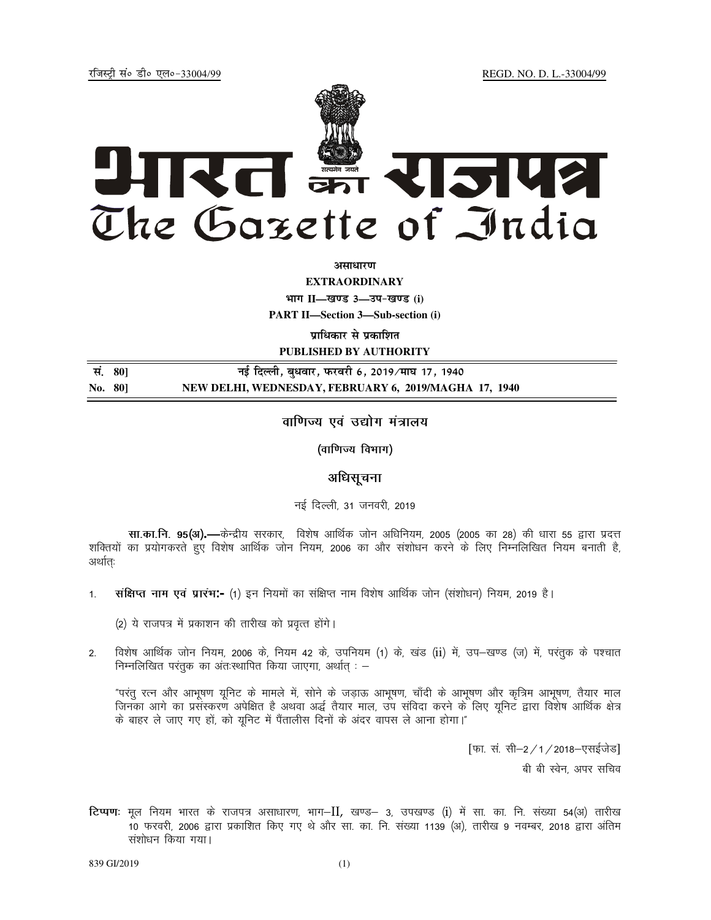रजिस्ट्री सं० डी० एल०-33004/99 REGD. NO. D. L.-33004/99

# भारत का राजपत्र
# The Gazette of India

**असाधारण**

**EXTRAORDINARY**

**भाग II—खण्ड 3—उप-खण्ड (i)**

**PART II—Section 3—Sub-section (i)**

**प्राधिकार से प्रकाशित**

**PUBLISHED BY AUTHORITY**

| | |
|---|---|
| **सं. 80]** | **नई दिल्ली, बुधवार, फरवरी 6, 2019/माघ 17, 1940** |
| **No. 80]** | **NEW DELHI, WEDNESDAY, FEBRUARY 6, 2019/MAGHA 17, 1940** |

## वाणिज्य एवं उद्योग मंत्रालय

### (वाणिज्य विभाग)

### अधिसूचना

नई दिल्ली, 31 जनवरी, 2019

**सा.का.नि. 95(अ).**—केन्द्रीय सरकार, विशेष आर्थिक जोन अधिनियम, 2005 (2005 का 28) की धारा 55 द्वारा प्रदत्त शक्तियों का प्रयोगकरते हुए विशेष आर्थिक जोन नियम, 2006 का और संशोधन करने के लिए निम्नलिखित नियम बनाती है, अर्थात्:

1. **संक्षिप्त नाम एवं प्रारंभः-** (1) इन नियमों का संक्षिप्त नाम विशेष आर्थिक जोन (संशोधन) नियम, 2019 है।

   (2) ये राजपत्र में प्रकाशन की तारीख को प्रवृत्त होंगे।

2. विशेष आर्थिक जोन नियम, 2006 के, नियम 42 के, उपनियम (1) के, खंड (ii) में, उप–खण्ड (ज) में, परंतुक के पश्चात निम्नलिखित परंतुक का अंतःस्थापित किया जाएगा, अर्थात् : –

   "परंतु रत्न और आभूषण यूनिट के मामले में, सोने के जड़ाऊ आभूषण, चाँदी के आभूषण और कृत्रिम आभूषण, तैयार माल जिनका आगे का प्रसंस्करण अपेक्षित है अथवा अर्द्ध तैयार माल, उप संविदा करने के लिए यूनिट द्वारा विशेष आर्थिक क्षेत्र के बाहर ले जाए गए हों, को यूनिट में पैंतालीस दिनों के अंदर वापस ले आना होगा।"

[फा. सं. सी–2/1/2018–एसईजेड]

बी बी स्वेन, अपर सचिव

**टिप्पणः** मूल नियम भारत के राजपत्र असाधारण, भाग–II, खण्ड– 3, उपखण्ड (i) में सा. का. नि. संख्या 54(अ) तारीख 10 फरवरी, 2006 द्वारा प्रकाशित किए गए थे और सा. का. नि. संख्या 1139 (अ), तारीख 9 नवम्बर, 2018 द्वारा अंतिम संशोधन किया गया।

839 GI/2019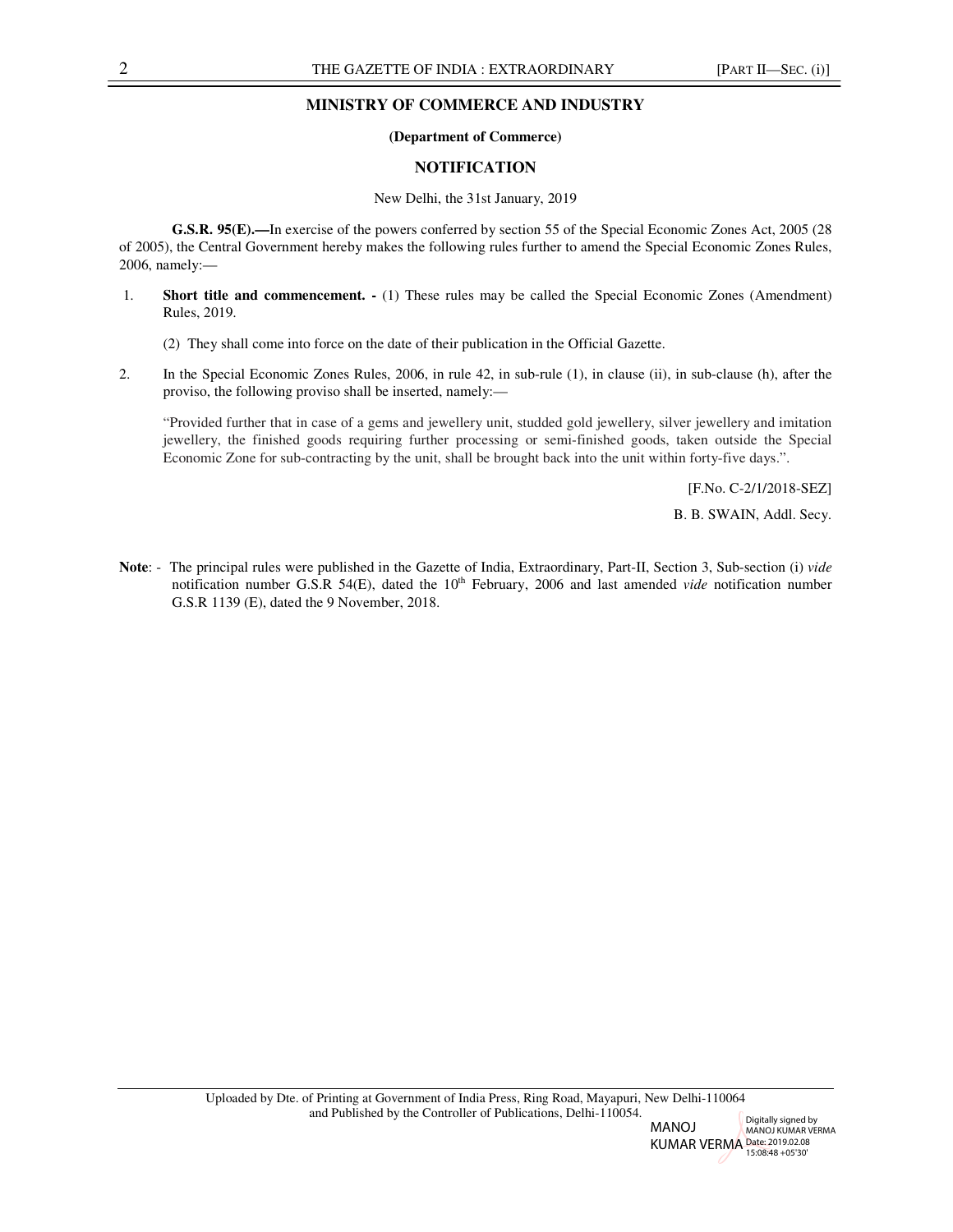## MINISTRY OF COMMERCE AND INDUSTRY

**(Department of Commerce)**

## NOTIFICATION

New Delhi, the 31st January, 2019

**G.S.R. 95(E).—**In exercise of the powers conferred by section 55 of the Special Economic Zones Act, 2005 (28 of 2005), the Central Government hereby makes the following rules further to amend the Special Economic Zones Rules, 2006, namely:—

1. **Short title and commencement. -** (1) These rules may be called the Special Economic Zones (Amendment) Rules, 2019.

   (2) They shall come into force on the date of their publication in the Official Gazette.

2. In the Special Economic Zones Rules, 2006, in rule 42, in sub-rule (1), in clause (ii), in sub-clause (h), after the proviso, the following proviso shall be inserted, namely:—

   "Provided further that in case of a gems and jewellery unit, studded gold jewellery, silver jewellery and imitation jewellery, the finished goods requiring further processing or semi-finished goods, taken outside the Special Economic Zone for sub-contracting by the unit, shall be brought back into the unit within forty-five days.".

[F.No. C-2/1/2018-SEZ]

B. B. SWAIN, Addl. Secy.

**Note**: - The principal rules were published in the Gazette of India, Extraordinary, Part-II, Section 3, Sub-section (i) *vide* notification number G.S.R 54(E), dated the 10th February, 2006 and last amended *vide* notification number G.S.R 1139 (E), dated the 9 November, 2018.

Uploaded by Dte. of Printing at Government of India Press, Ring Road, Mayapuri, New Delhi-110064 and Published by the Controller of Publications, Delhi-110054.

MANOJ KUMAR VERMA

Digitally signed by MANOJ KUMAR VERMA
Date: 2019.02.08 15:08:48 +05'30'